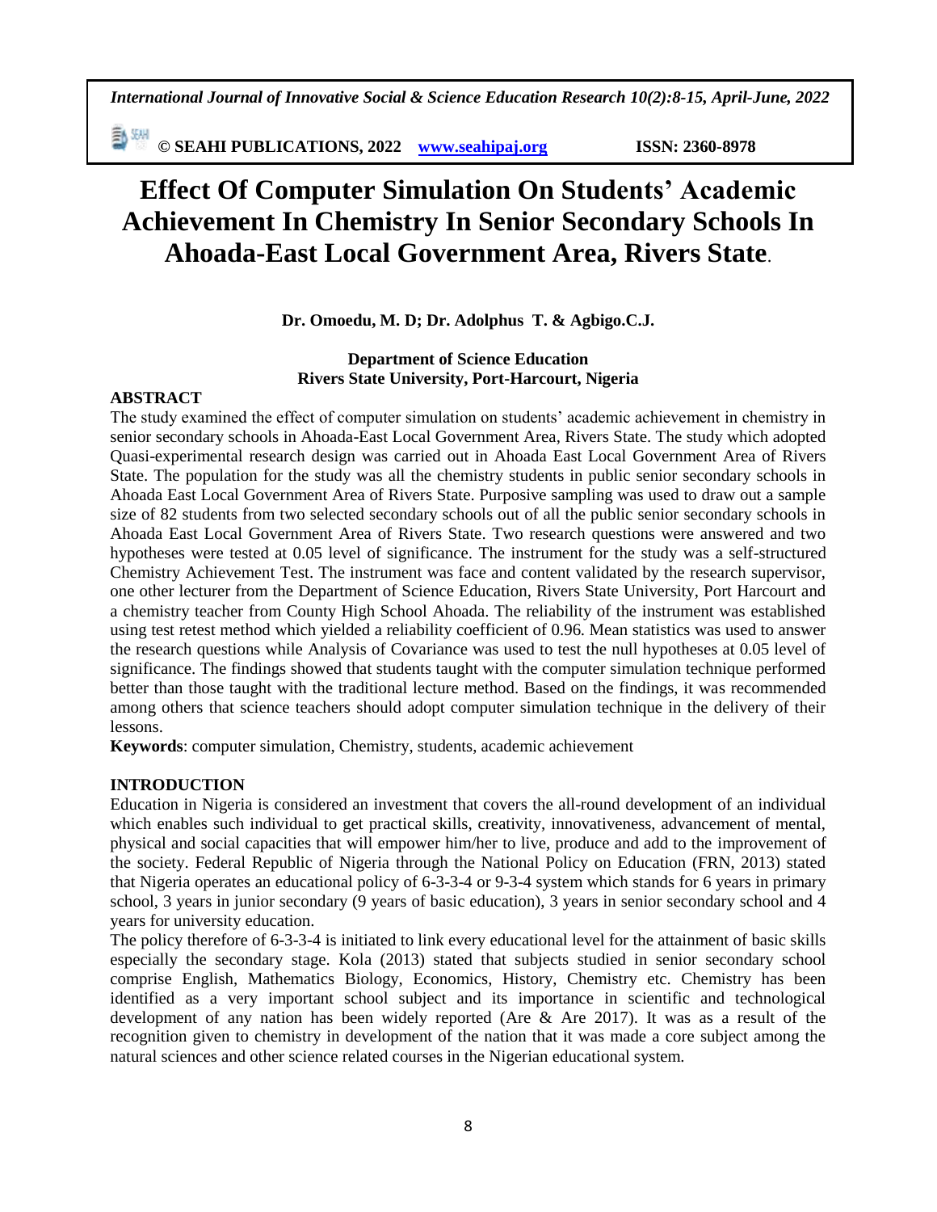# Effect Of Computer Simulation On Students' Academic Achievement In Chemistry In Senior Secondary Schools In Ahoada-East Local Government Area, Rivers State.

**Dr. Omoedu, M. D; Dr. Adolphus T. & Agbigo.C.J.**

**Department of Science Education**
**Rivers State University, Port-Harcourt, Nigeria**

## ABSTRACT

The study examined the effect of computer simulation on students' academic achievement in chemistry in senior secondary schools in Ahoada-East Local Government Area, Rivers State. The study which adopted Quasi-experimental research design was carried out in Ahoada East Local Government Area of Rivers State. The population for the study was all the chemistry students in public senior secondary schools in Ahoada East Local Government Area of Rivers State. Purposive sampling was used to draw out a sample size of 82 students from two selected secondary schools out of all the public senior secondary schools in Ahoada East Local Government Area of Rivers State. Two research questions were answered and two hypotheses were tested at 0.05 level of significance. The instrument for the study was a self-structured Chemistry Achievement Test. The instrument was face and content validated by the research supervisor, one other lecturer from the Department of Science Education, Rivers State University, Port Harcourt and a chemistry teacher from County High School Ahoada. The reliability of the instrument was established using test retest method which yielded a reliability coefficient of 0.96. Mean statistics was used to answer the research questions while Analysis of Covariance was used to test the null hypotheses at 0.05 level of significance. The findings showed that students taught with the computer simulation technique performed better than those taught with the traditional lecture method. Based on the findings, it was recommended among others that science teachers should adopt computer simulation technique in the delivery of their lessons.

**Keywords**: computer simulation, Chemistry, students, academic achievement

## INTRODUCTION

Education in Nigeria is considered an investment that covers the all-round development of an individual which enables such individual to get practical skills, creativity, innovativeness, advancement of mental, physical and social capacities that will empower him/her to live, produce and add to the improvement of the society. Federal Republic of Nigeria through the National Policy on Education (FRN, 2013) stated that Nigeria operates an educational policy of 6-3-3-4 or 9-3-4 system which stands for 6 years in primary school, 3 years in junior secondary (9 years of basic education), 3 years in senior secondary school and 4 years for university education.

The policy therefore of 6-3-3-4 is initiated to link every educational level for the attainment of basic skills especially the secondary stage. Kola (2013) stated that subjects studied in senior secondary school comprise English, Mathematics Biology, Economics, History, Chemistry etc. Chemistry has been identified as a very important school subject and its importance in scientific and technological development of any nation has been widely reported (Are & Are 2017). It was as a result of the recognition given to chemistry in development of the nation that it was made a core subject among the natural sciences and other science related courses in the Nigerian educational system.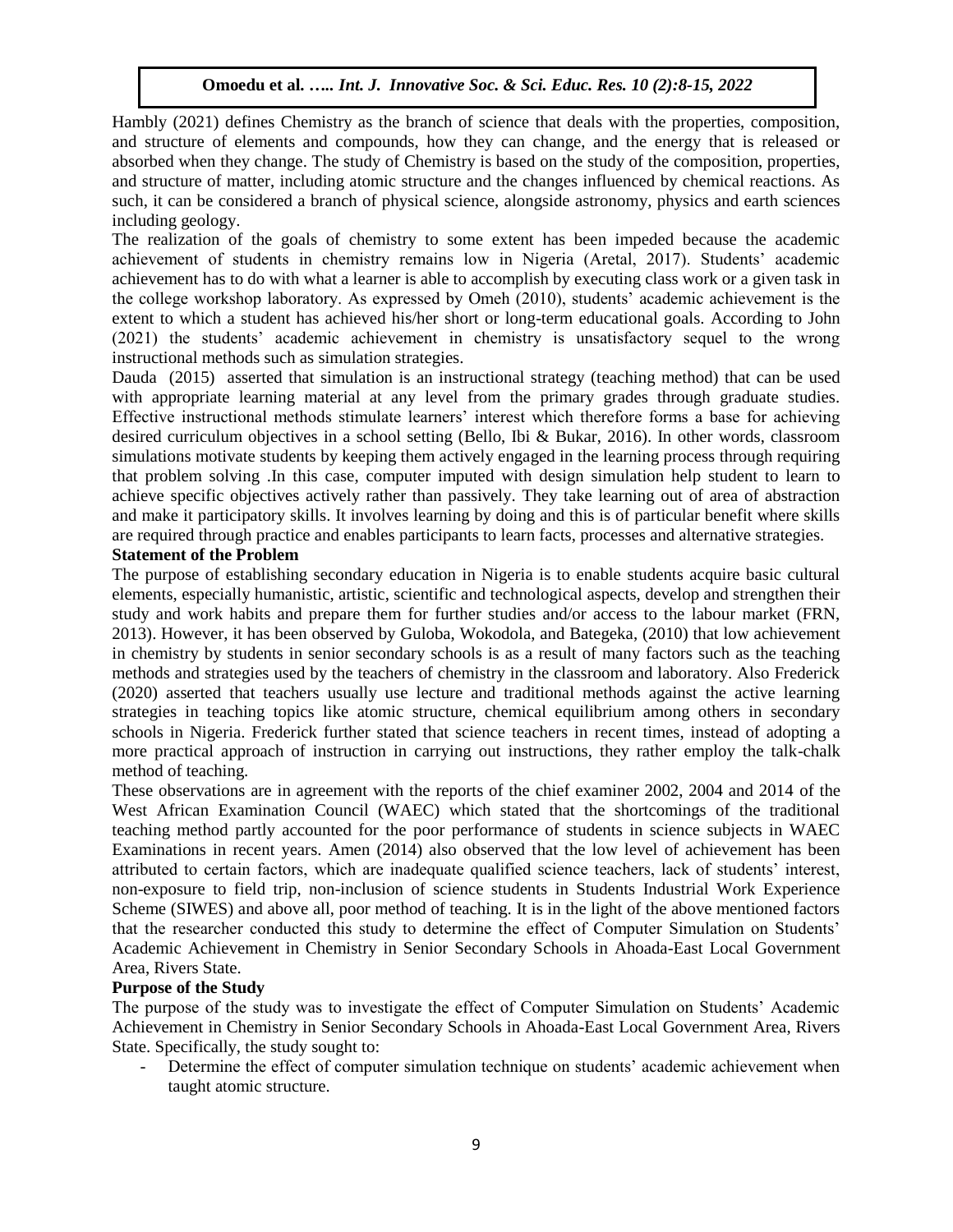Hambly (2021) defines Chemistry as the branch of science that deals with the properties, composition, and structure of elements and compounds, how they can change, and the energy that is released or absorbed when they change. The study of Chemistry is based on the study of the composition, properties, and structure of matter, including atomic structure and the changes influenced by chemical reactions. As such, it can be considered a branch of physical science, alongside astronomy, physics and earth sciences including geology.

The realization of the goals of chemistry to some extent has been impeded because the academic achievement of students in chemistry remains low in Nigeria (Aretal, 2017). Students' academic achievement has to do with what a learner is able to accomplish by executing class work or a given task in the college workshop laboratory. As expressed by Omeh (2010), students' academic achievement is the extent to which a student has achieved his/her short or long-term educational goals. According to John (2021) the students' academic achievement in chemistry is unsatisfactory sequel to the wrong instructional methods such as simulation strategies.

Dauda (2015) asserted that simulation is an instructional strategy (teaching method) that can be used with appropriate learning material at any level from the primary grades through graduate studies. Effective instructional methods stimulate learners' interest which therefore forms a base for achieving desired curriculum objectives in a school setting (Bello, Ibi & Bukar, 2016). In other words, classroom simulations motivate students by keeping them actively engaged in the learning process through requiring that problem solving .In this case, computer imputed with design simulation help student to learn to achieve specific objectives actively rather than passively. They take learning out of area of abstraction and make it participatory skills. It involves learning by doing and this is of particular benefit where skills are required through practice and enables participants to learn facts, processes and alternative strategies.

## Statement of the Problem

The purpose of establishing secondary education in Nigeria is to enable students acquire basic cultural elements, especially humanistic, artistic, scientific and technological aspects, develop and strengthen their study and work habits and prepare them for further studies and/or access to the labour market (FRN, 2013). However, it has been observed by Guloba, Wokodola, and Bategeka, (2010) that low achievement in chemistry by students in senior secondary schools is as a result of many factors such as the teaching methods and strategies used by the teachers of chemistry in the classroom and laboratory. Also Frederick (2020) asserted that teachers usually use lecture and traditional methods against the active learning strategies in teaching topics like atomic structure, chemical equilibrium among others in secondary schools in Nigeria. Frederick further stated that science teachers in recent times, instead of adopting a more practical approach of instruction in carrying out instructions, they rather employ the talk-chalk method of teaching.

These observations are in agreement with the reports of the chief examiner 2002, 2004 and 2014 of the West African Examination Council (WAEC) which stated that the shortcomings of the traditional teaching method partly accounted for the poor performance of students in science subjects in WAEC Examinations in recent years. Amen (2014) also observed that the low level of achievement has been attributed to certain factors, which are inadequate qualified science teachers, lack of students' interest, non-exposure to field trip, non-inclusion of science students in Students Industrial Work Experience Scheme (SIWES) and above all, poor method of teaching. It is in the light of the above mentioned factors that the researcher conducted this study to determine the effect of Computer Simulation on Students' Academic Achievement in Chemistry in Senior Secondary Schools in Ahoada-East Local Government Area, Rivers State.

## Purpose of the Study

The purpose of the study was to investigate the effect of Computer Simulation on Students' Academic Achievement in Chemistry in Senior Secondary Schools in Ahoada-East Local Government Area, Rivers State. Specifically, the study sought to:

- Determine the effect of computer simulation technique on students' academic achievement when taught atomic structure.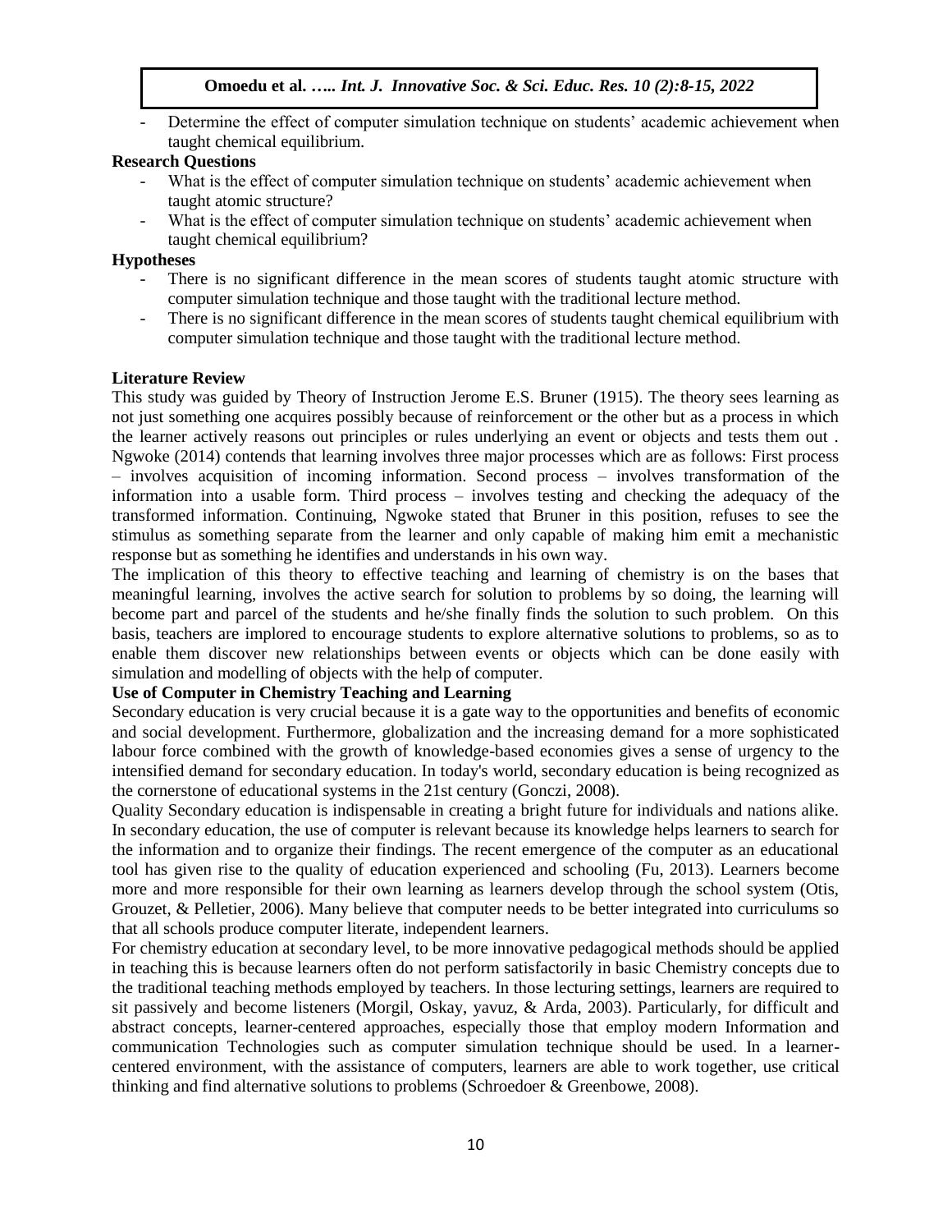- Determine the effect of computer simulation technique on students' academic achievement when taught chemical equilibrium.

**Research Questions**

- What is the effect of computer simulation technique on students' academic achievement when taught atomic structure?
- What is the effect of computer simulation technique on students' academic achievement when taught chemical equilibrium?

**Hypotheses**

- There is no significant difference in the mean scores of students taught atomic structure with computer simulation technique and those taught with the traditional lecture method.
- There is no significant difference in the mean scores of students taught chemical equilibrium with computer simulation technique and those taught with the traditional lecture method.

**Literature Review**

This study was guided by Theory of Instruction Jerome E.S. Bruner (1915). The theory sees learning as not just something one acquires possibly because of reinforcement or the other but as a process in which the learner actively reasons out principles or rules underlying an event or objects and tests them out . Ngwoke (2014) contends that learning involves three major processes which are as follows: First process – involves acquisition of incoming information. Second process – involves transformation of the information into a usable form. Third process – involves testing and checking the adequacy of the transformed information. Continuing, Ngwoke stated that Bruner in this position, refuses to see the stimulus as something separate from the learner and only capable of making him emit a mechanistic response but as something he identifies and understands in his own way.

The implication of this theory to effective teaching and learning of chemistry is on the bases that meaningful learning, involves the active search for solution to problems by so doing, the learning will become part and parcel of the students and he/she finally finds the solution to such problem. On this basis, teachers are implored to encourage students to explore alternative solutions to problems, so as to enable them discover new relationships between events or objects which can be done easily with simulation and modelling of objects with the help of computer.

**Use of Computer in Chemistry Teaching and Learning**

Secondary education is very crucial because it is a gate way to the opportunities and benefits of economic and social development. Furthermore, globalization and the increasing demand for a more sophisticated labour force combined with the growth of knowledge-based economies gives a sense of urgency to the intensified demand for secondary education. In today's world, secondary education is being recognized as the cornerstone of educational systems in the 21st century (Gonczi, 2008).

Quality Secondary education is indispensable in creating a bright future for individuals and nations alike. In secondary education, the use of computer is relevant because its knowledge helps learners to search for the information and to organize their findings. The recent emergence of the computer as an educational tool has given rise to the quality of education experienced and schooling (Fu, 2013). Learners become more and more responsible for their own learning as learners develop through the school system (Otis, Grouzet, & Pelletier, 2006). Many believe that computer needs to be better integrated into curriculums so that all schools produce computer literate, independent learners.

For chemistry education at secondary level, to be more innovative pedagogical methods should be applied in teaching this is because learners often do not perform satisfactorily in basic Chemistry concepts due to the traditional teaching methods employed by teachers. In those lecturing settings, learners are required to sit passively and become listeners (Morgil, Oskay, yavuz, & Arda, 2003). Particularly, for difficult and abstract concepts, learner-centered approaches, especially those that employ modern Information and communication Technologies such as computer simulation technique should be used. In a learner-centered environment, with the assistance of computers, learners are able to work together, use critical thinking and find alternative solutions to problems (Schroedoer & Greenbowe, 2008).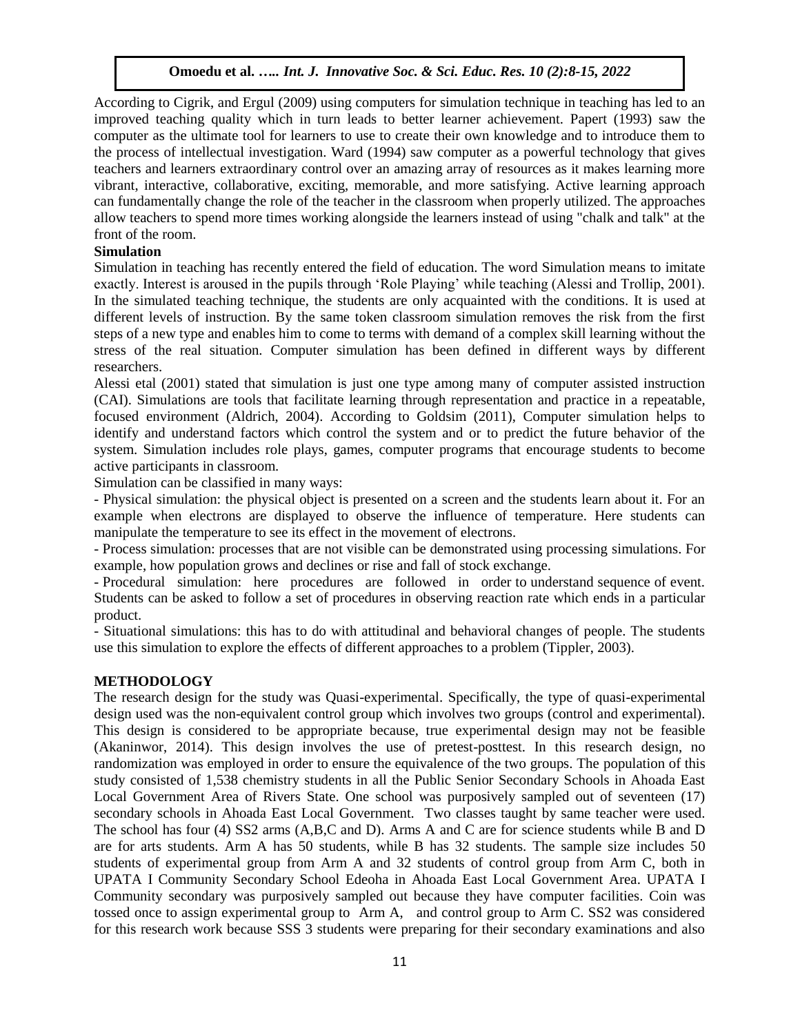According to Cigrik, and Ergul (2009) using computers for simulation technique in teaching has led to an improved teaching quality which in turn leads to better learner achievement. Papert (1993) saw the computer as the ultimate tool for learners to use to create their own knowledge and to introduce them to the process of intellectual investigation. Ward (1994) saw computer as a powerful technology that gives teachers and learners extraordinary control over an amazing array of resources as it makes learning more vibrant, interactive, collaborative, exciting, memorable, and more satisfying. Active learning approach can fundamentally change the role of the teacher in the classroom when properly utilized. The approaches allow teachers to spend more times working alongside the learners instead of using "chalk and talk" at the front of the room.

**Simulation**

Simulation in teaching has recently entered the field of education. The word Simulation means to imitate exactly. Interest is aroused in the pupils through 'Role Playing' while teaching (Alessi and Trollip, 2001). In the simulated teaching technique, the students are only acquainted with the conditions. It is used at different levels of instruction. By the same token classroom simulation removes the risk from the first steps of a new type and enables him to come to terms with demand of a complex skill learning without the stress of the real situation. Computer simulation has been defined in different ways by different researchers.

Alessi etal (2001) stated that simulation is just one type among many of computer assisted instruction (CAI). Simulations are tools that facilitate learning through representation and practice in a repeatable, focused environment (Aldrich, 2004). According to Goldsim (2011), Computer simulation helps to identify and understand factors which control the system and or to predict the future behavior of the system. Simulation includes role plays, games, computer programs that encourage students to become active participants in classroom.

Simulation can be classified in many ways:

- Physical simulation: the physical object is presented on a screen and the students learn about it. For an example when electrons are displayed to observe the influence of temperature. Here students can manipulate the temperature to see its effect in the movement of electrons.
- Process simulation: processes that are not visible can be demonstrated using processing simulations. For example, how population grows and declines or rise and fall of stock exchange.
- Procedural simulation: here procedures are followed in order to understand sequence of event. Students can be asked to follow a set of procedures in observing reaction rate which ends in a particular product.
- Situational simulations: this has to do with attitudinal and behavioral changes of people. The students use this simulation to explore the effects of different approaches to a problem (Tippler, 2003).

## METHODOLOGY

The research design for the study was Quasi-experimental. Specifically, the type of quasi-experimental design used was the non-equivalent control group which involves two groups (control and experimental). This design is considered to be appropriate because, true experimental design may not be feasible (Akaninwor, 2014). This design involves the use of pretest-posttest. In this research design, no randomization was employed in order to ensure the equivalence of the two groups. The population of this study consisted of 1,538 chemistry students in all the Public Senior Secondary Schools in Ahoada East Local Government Area of Rivers State. One school was purposively sampled out of seventeen (17) secondary schools in Ahoada East Local Government. Two classes taught by same teacher were used. The school has four (4) SS2 arms (A,B,C and D). Arms A and C are for science students while B and D are for arts students. Arm A has 50 students, while B has 32 students. The sample size includes 50 students of experimental group from Arm A and 32 students of control group from Arm C, both in UPATA I Community Secondary School Edeoha in Ahoada East Local Government Area. UPATA I Community secondary was purposively sampled out because they have computer facilities. Coin was tossed once to assign experimental group to Arm A, and control group to Arm C. SS2 was considered for this research work because SSS 3 students were preparing for their secondary examinations and also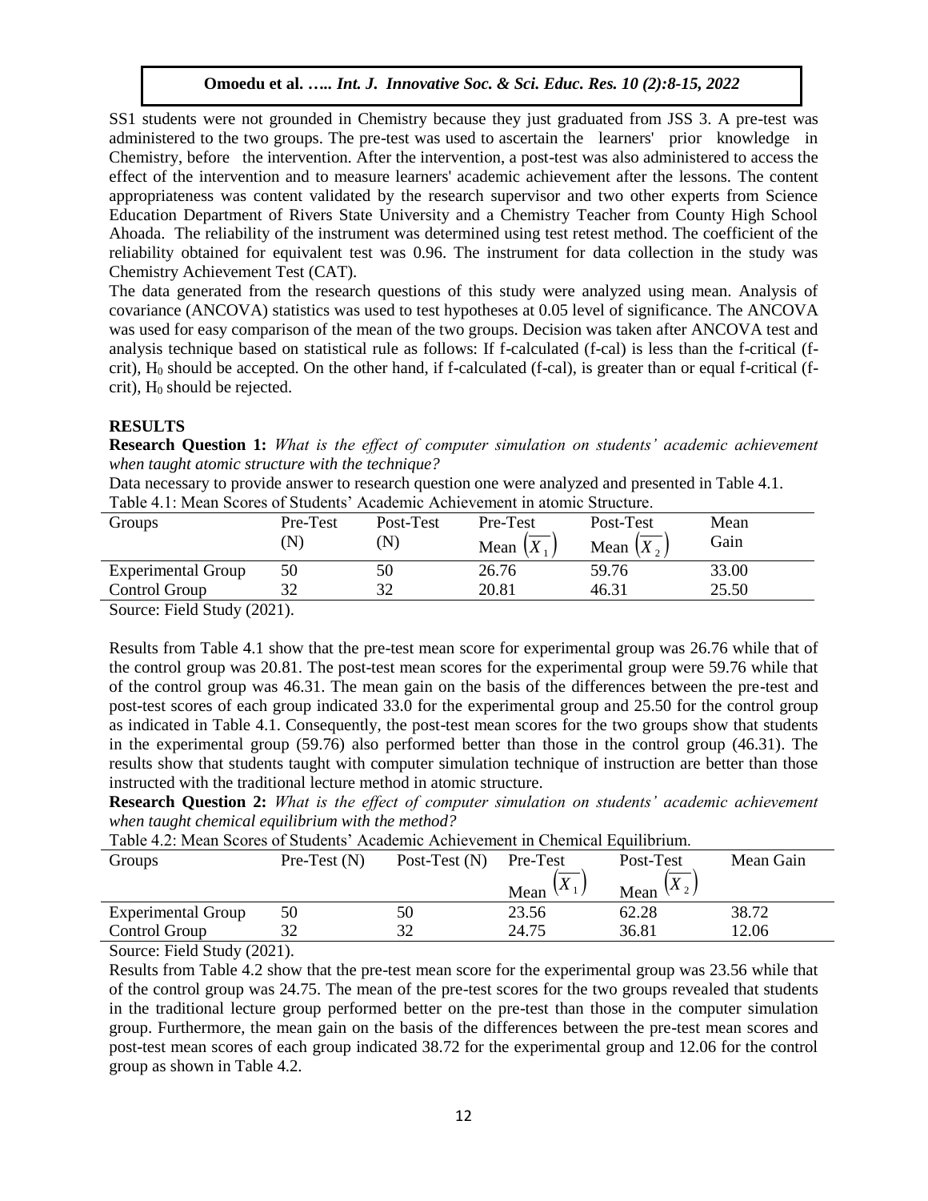SS1 students were not grounded in Chemistry because they just graduated from JSS 3. A pre-test was administered to the two groups. The pre-test was used to ascertain the learners' prior knowledge in Chemistry, before the intervention. After the intervention, a post-test was also administered to access the effect of the intervention and to measure learners' academic achievement after the lessons. The content appropriateness was content validated by the research supervisor and two other experts from Science Education Department of Rivers State University and a Chemistry Teacher from County High School Ahoada. The reliability of the instrument was determined using test retest method. The coefficient of the reliability obtained for equivalent test was 0.96. The instrument for data collection in the study was Chemistry Achievement Test (CAT).

The data generated from the research questions of this study were analyzed using mean. Analysis of covariance (ANCOVA) statistics was used to test hypotheses at 0.05 level of significance. The ANCOVA was used for easy comparison of the mean of the two groups. Decision was taken after ANCOVA test and analysis technique based on statistical rule as follows: If f-calculated (f-cal) is less than the f-critical (f-crit), $H_0$ should be accepted. On the other hand, if f-calculated (f-cal), is greater than or equal f-critical (f-crit), $H_0$ should be rejected.

## RESULTS

**Research Question 1:** *What is the effect of computer simulation on students' academic achievement when taught atomic structure with the technique?*

Data necessary to provide answer to research question one were analyzed and presented in Table 4.1.

Table 4.1: Mean Scores of Students' Academic Achievement in atomic Structure.

| Groups | Pre-Test (N) | Post-Test (N) | Pre-Test Mean $(\overline{X}_1)$ | Post-Test Mean $(\overline{X}_2)$ | Mean Gain |
|---|---|---|---|---|---|
| Experimental Group | 50 | 50 | 26.76 | 59.76 | 33.00 |
| Control Group | 32 | 32 | 20.81 | 46.31 | 25.50 |

Source: Field Study (2021).

Results from Table 4.1 show that the pre-test mean score for experimental group was 26.76 while that of the control group was 20.81. The post-test mean scores for the experimental group were 59.76 while that of the control group was 46.31. The mean gain on the basis of the differences between the pre-test and post-test scores of each group indicated 33.0 for the experimental group and 25.50 for the control group as indicated in Table 4.1. Consequently, the post-test mean scores for the two groups show that students in the experimental group (59.76) also performed better than those in the control group (46.31). The results show that students taught with computer simulation technique of instruction are better than those instructed with the traditional lecture method in atomic structure.

**Research Question 2:** *What is the effect of computer simulation on students' academic achievement when taught chemical equilibrium with the method?*

Table 4.2: Mean Scores of Students' Academic Achievement in Chemical Equilibrium.

| Groups | Pre-Test (N) | Post-Test (N) | Pre-Test Mean $(\overline{X}_1)$ | Post-Test Mean $(\overline{X}_2)$ | Mean Gain |
|---|---|---|---|---|---|
| Experimental Group | 50 | 50 | 23.56 | 62.28 | 38.72 |
| Control Group | 32 | 32 | 24.75 | 36.81 | 12.06 |

Source: Field Study (2021).

Results from Table 4.2 show that the pre-test mean score for the experimental group was 23.56 while that of the control group was 24.75. The mean of the pre-test scores for the two groups revealed that students in the traditional lecture group performed better on the pre-test than those in the computer simulation group. Furthermore, the mean gain on the basis of the differences between the pre-test mean scores and post-test mean scores of each group indicated 38.72 for the experimental group and 12.06 for the control group as shown in Table 4.2.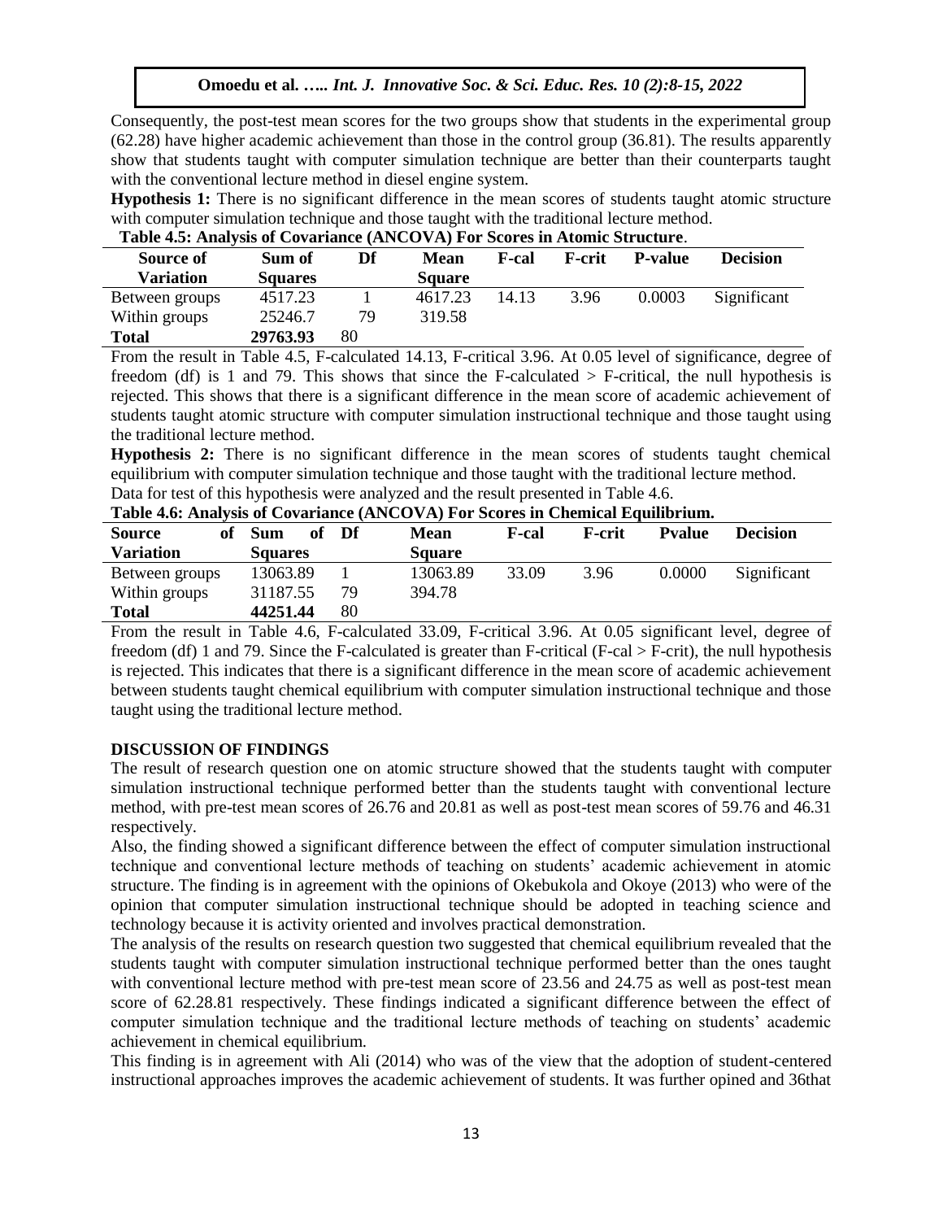Consequently, the post-test mean scores for the two groups show that students in the experimental group (62.28) have higher academic achievement than those in the control group (36.81). The results apparently show that students taught with computer simulation technique are better than their counterparts taught with the conventional lecture method in diesel engine system.

**Hypothesis 1:** There is no significant difference in the mean scores of students taught atomic structure with computer simulation technique and those taught with the traditional lecture method.

**Table 4.5: Analysis of Covariance (ANCOVA) For Scores in Atomic Structure**.

| Source of Variation | Sum of Squares | Df | Mean Square | F-cal | F-crit | P-value | Decision |
|---|---|---|---|---|---|---|---|
| Between groups | 4517.23 | 1 | 4617.23 | 14.13 | 3.96 | 0.0003 | Significant |
| Within groups | 25246.7 | 79 | 319.58 | | | | |
| **Total** | **29763.93** | 80 | | | | | |

From the result in Table 4.5, F-calculated 14.13, F-critical 3.96. At 0.05 level of significance, degree of freedom (df) is 1 and 79. This shows that since the F-calculated > F-critical, the null hypothesis is rejected. This shows that there is a significant difference in the mean score of academic achievement of students taught atomic structure with computer simulation instructional technique and those taught using the traditional lecture method.

**Hypothesis 2:** There is no significant difference in the mean scores of students taught chemical equilibrium with computer simulation technique and those taught with the traditional lecture method.

Data for test of this hypothesis were analyzed and the result presented in Table 4.6.

**Table 4.6: Analysis of Covariance (ANCOVA) For Scores in Chemical Equilibrium.**

| Source of Variation | Sum of Squares | Df | Mean Square | F-cal | F-crit | Pvalue | Decision |
|---|---|---|---|---|---|---|---|
| Between groups | 13063.89 | 1 | 13063.89 | 33.09 | 3.96 | 0.0000 | Significant |
| Within groups | 31187.55 | 79 | 394.78 | | | | |
| **Total** | **44251.44** | 80 | | | | | |

From the result in Table 4.6, F-calculated 33.09, F-critical 3.96. At 0.05 significant level, degree of freedom (df) 1 and 79. Since the F-calculated is greater than F-critical (F-cal > F-crit), the null hypothesis is rejected. This indicates that there is a significant difference in the mean score of academic achievement between students taught chemical equilibrium with computer simulation instructional technique and those taught using the traditional lecture method.

## DISCUSSION OF FINDINGS

The result of research question one on atomic structure showed that the students taught with computer simulation instructional technique performed better than the students taught with conventional lecture method, with pre-test mean scores of 26.76 and 20.81 as well as post-test mean scores of 59.76 and 46.31 respectively.

Also, the finding showed a significant difference between the effect of computer simulation instructional technique and conventional lecture methods of teaching on students' academic achievement in atomic structure. The finding is in agreement with the opinions of Okebukola and Okoye (2013) who were of the opinion that computer simulation instructional technique should be adopted in teaching science and technology because it is activity oriented and involves practical demonstration.

The analysis of the results on research question two suggested that chemical equilibrium revealed that the students taught with computer simulation instructional technique performed better than the ones taught with conventional lecture method with pre-test mean score of 23.56 and 24.75 as well as post-test mean score of 62.28.81 respectively. These findings indicated a significant difference between the effect of computer simulation technique and the traditional lecture methods of teaching on students' academic achievement in chemical equilibrium.

This finding is in agreement with Ali (2014) who was of the view that the adoption of student-centered instructional approaches improves the academic achievement of students. It was further opined and 36that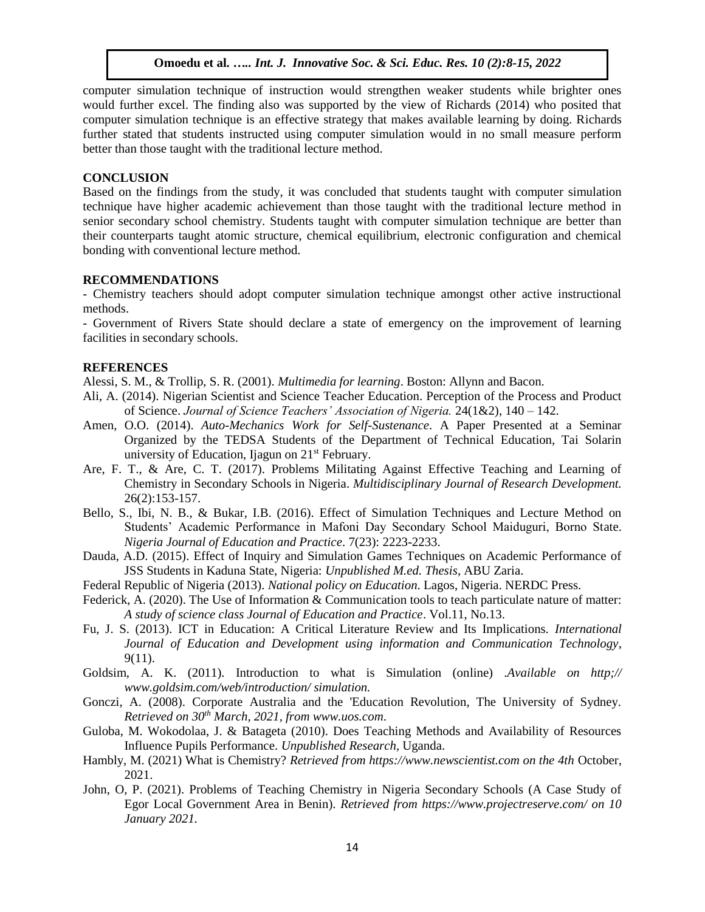computer simulation technique of instruction would strengthen weaker students while brighter ones would further excel. The finding also was supported by the view of Richards (2014) who posited that computer simulation technique is an effective strategy that makes available learning by doing. Richards further stated that students instructed using computer simulation would in no small measure perform better than those taught with the traditional lecture method.

## CONCLUSION

Based on the findings from the study, it was concluded that students taught with computer simulation technique have higher academic achievement than those taught with the traditional lecture method in senior secondary school chemistry. Students taught with computer simulation technique are better than their counterparts taught atomic structure, chemical equilibrium, electronic configuration and chemical bonding with conventional lecture method.

## RECOMMENDATIONS

- Chemistry teachers should adopt computer simulation technique amongst other active instructional methods.
- Government of Rivers State should declare a state of emergency on the improvement of learning facilities in secondary schools.

## REFERENCES

Alessi, S. M., & Trollip, S. R. (2001). *Multimedia for learning*. Boston: Allynn and Bacon.

Ali, A. (2014). Nigerian Scientist and Science Teacher Education. Perception of the Process and Product of Science. *Journal of Science Teachers' Association of Nigeria.* 24(1&2), 140 – 142.

Amen, O.O. (2014). *Auto-Mechanics Work for Self-Sustenance*. A Paper Presented at a Seminar Organized by the TEDSA Students of the Department of Technical Education, Tai Solarin university of Education, Ijagun on 21st February.

Are, F. T., & Are, C. T. (2017). Problems Militating Against Effective Teaching and Learning of Chemistry in Secondary Schools in Nigeria. *Multidisciplinary Journal of Research Development.* 26(2):153-157.

Bello, S., Ibi, N. B., & Bukar, I.B. (2016). Effect of Simulation Techniques and Lecture Method on Students' Academic Performance in Mafoni Day Secondary School Maiduguri, Borno State. *Nigeria Journal of Education and Practice*. 7(23): 2223-2233.

Dauda, A.D. (2015). Effect of Inquiry and Simulation Games Techniques on Academic Performance of JSS Students in Kaduna State, Nigeria: *Unpublished M.ed. Thesis*, ABU Zaria.

Federal Republic of Nigeria (2013). *National policy on Education*. Lagos, Nigeria. NERDC Press.

Federick, A. (2020). The Use of Information & Communication tools to teach particulate nature of matter: *A study of science class Journal of Education and Practice*. Vol.11, No.13.

Fu, J. S. (2013). ICT in Education: A Critical Literature Review and Its Implications. *International Journal of Education and Development using information and Communication Technology*, 9(11).

Goldsim, A. K. (2011). Introduction to what is Simulation (online) .*Available on http;// www.goldsim.com/web/introduction/ simulation.*

Gonczi, A. (2008). Corporate Australia and the 'Education Revolution, The University of Sydney. *Retrieved on 30th March, 2021, from www.uos.com*.

Guloba, M. Wokodolaa, J. & Batageta (2010). Does Teaching Methods and Availability of Resources Influence Pupils Performance. *Unpublished Research*, Uganda.

Hambly, M. (2021) What is Chemistry? *Retrieved from https://www.newscientist.com on the 4th* October, 2021.

John, O, P. (2021). Problems of Teaching Chemistry in Nigeria Secondary Schools (A Case Study of Egor Local Government Area in Benin). *Retrieved from https://www.projectreserve.com/ on 10 January 2021.*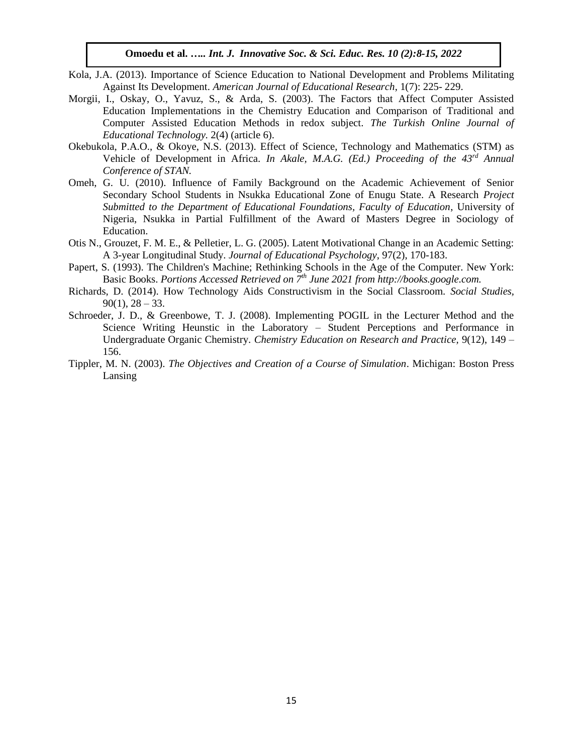Kola, J.A. (2013). Importance of Science Education to National Development and Problems Militating Against Its Development. *American Journal of Educational Research*, 1(7): 225- 229.

Morgii, I., Oskay, O., Yavuz, S., & Arda, S. (2003). The Factors that Affect Computer Assisted Education Implementations in the Chemistry Education and Comparison of Traditional and Computer Assisted Education Methods in redox subject. *The Turkish Online Journal of Educational Technology.* 2(4) (article 6).

Okebukola, P.A.O., & Okoye, N.S. (2013). Effect of Science, Technology and Mathematics (STM) as Vehicle of Development in Africa. *In Akale, M.A.G. (Ed.) Proceeding of the 43rd Annual Conference of STAN.*

Omeh, G. U. (2010). Influence of Family Background on the Academic Achievement of Senior Secondary School Students in Nsukka Educational Zone of Enugu State. A Research *Project Submitted to the Department of Educational Foundations, Faculty of Education*, University of Nigeria, Nsukka in Partial Fulfillment of the Award of Masters Degree in Sociology of Education.

Otis N., Grouzet, F. M. E., & Pelletier, L. G. (2005). Latent Motivational Change in an Academic Setting: A 3-year Longitudinal Study. *Journal of Educational Psychology*, 97(2), 170-183.

Papert, S. (1993). The Children's Machine; Rethinking Schools in the Age of the Computer. New York: Basic Books. *Portions Accessed Retrieved on 7th June 2021 from http://books.google.com.*

Richards, D. (2014). How Technology Aids Constructivism in the Social Classroom. *Social Studies*, 90(1), 28 – 33.

Schroeder, J. D., & Greenbowe, T. J. (2008). Implementing POGIL in the Lecturer Method and the Science Writing Heunstic in the Laboratory – Student Perceptions and Performance in Undergraduate Organic Chemistry. *Chemistry Education on Research and Practice*, 9(12), 149 – 156.

Tippler, M. N. (2003). *The Objectives and Creation of a Course of Simulation*. Michigan: Boston Press Lansing